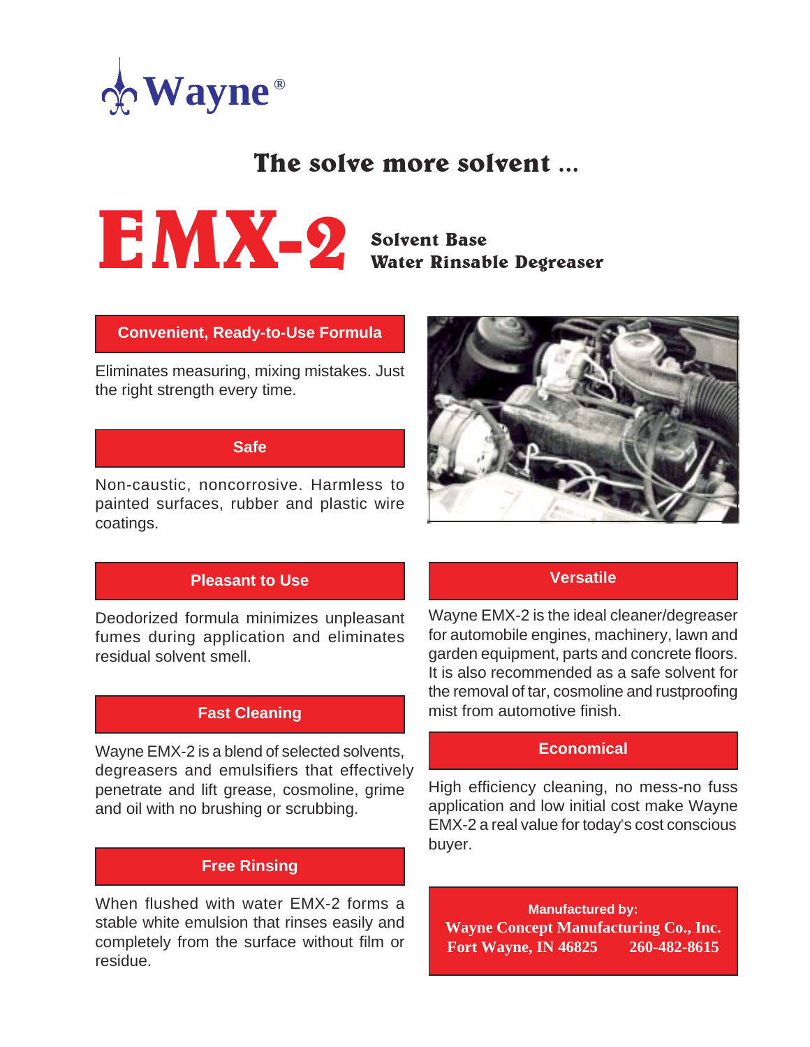Wayne®

## The solve more solvent ...

# EMX-2

**Solvent Base**
**Water Rinsable Degreaser**

### Convenient, Ready-to-Use Formula

Eliminates measuring, mixing mistakes. Just the right strength every time.

### Safe

Non-caustic, noncorrosive. Harmless to painted surfaces, rubber and plastic wire coatings.

### Pleasant to Use

Deodorized formula minimizes unpleasant fumes during application and eliminates residual solvent smell.

### Fast Cleaning

Wayne EMX-2 is a blend of selected solvents, degreasers and emulsifiers that effectively penetrate and lift grease, cosmoline, grime and oil with no brushing or scrubbing.

### Free Rinsing

When flushed with water EMX-2 forms a stable white emulsion that rinses easily and completely from the surface without film or residue.

### Versatile

Wayne EMX-2 is the ideal cleaner/degreaser for automobile engines, machinery, lawn and garden equipment, parts and concrete floors. It is also recommended as a safe solvent for the removal of tar, cosmoline and rustproofing mist from automotive finish.

### Economical

High efficiency cleaning, no mess-no fuss application and low initial cost make Wayne EMX-2 a real value for today's cost conscious buyer.

**Manufactured by:**
**Wayne Concept Manufacturing Co., Inc.**
**Fort Wayne, IN 46825 260-482-8615**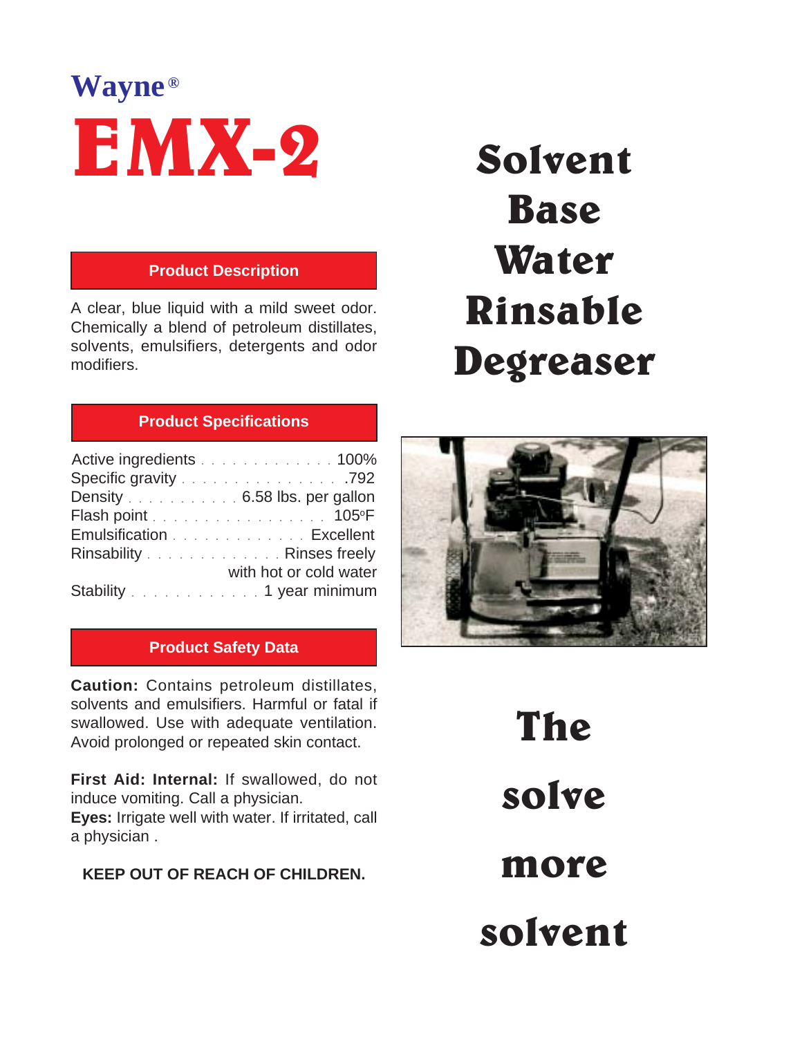Wayne®

# EMX-2

## Solvent Base Water Rinsable Degreaser

### Product Description

A clear, blue liquid with a mild sweet odor. Chemically a blend of petroleum distillates, solvents, emulsifiers, detergents and odor modifiers.

### Product Specifications

| | |
|---|---|
| Active ingredients | 100% |
| Specific gravity | .792 |
| Density | 6.58 lbs. per gallon |
| Flash point | 105ºF |
| Emulsification | Excellent |
| Rinsability | Rinses freely with hot or cold water |
| Stability | 1 year minimum |

### Product Safety Data

**Caution:** Contains petroleum distillates, solvents and emulsifiers. Harmful or fatal if swallowed. Use with adequate ventilation. Avoid prolonged or repeated skin contact.

**First Aid: Internal:** If swallowed, do not induce vomiting. Call a physician.
**Eyes:** Irrigate well with water. If irritated, call a physician .

**KEEP OUT OF REACH OF CHILDREN.**

## The solve more solvent